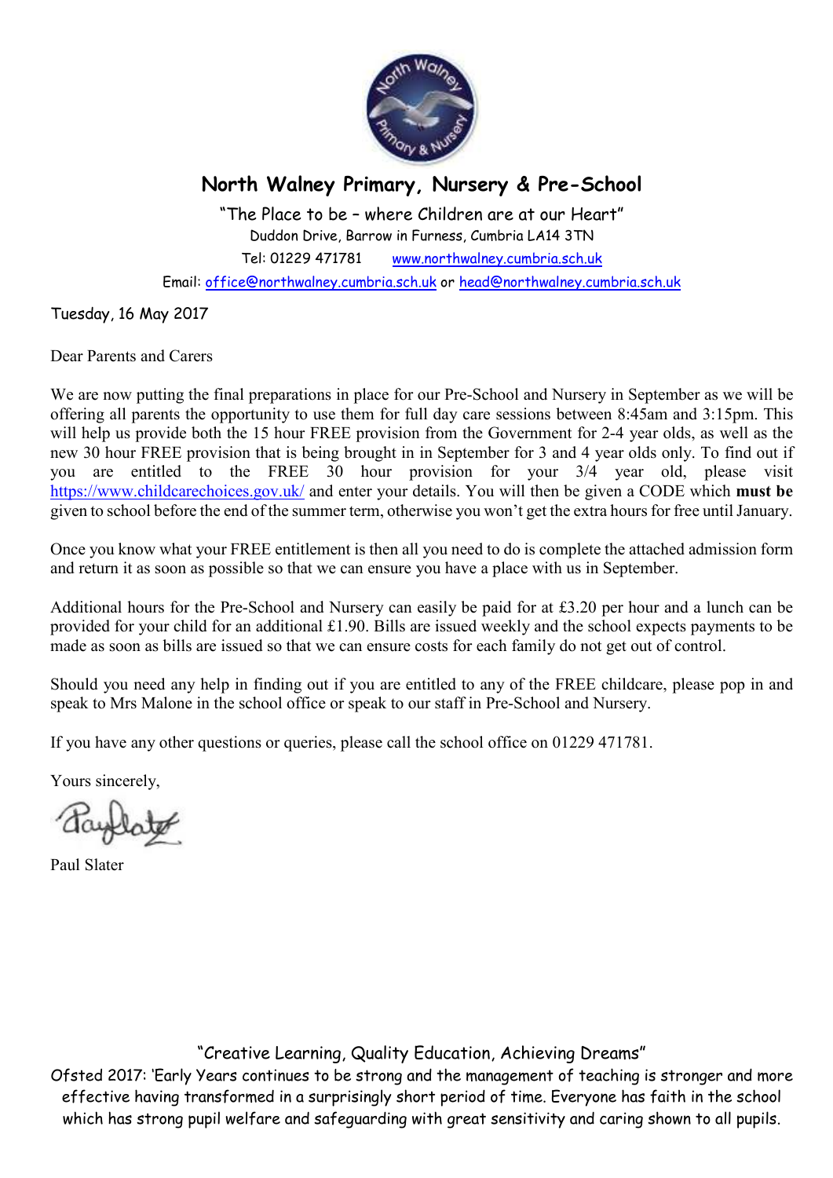# North Walney Primary, Nursery & Pre-School

"The Place to be – where Children are at our Heart"
Duddon Drive, Barrow in Furness, Cumbria LA14 3TN
Tel: 01229 471781 www.northwalney.cumbria.sch.uk
Email: office@northwalney.cumbria.sch.uk or head@northwalney.cumbria.sch.uk

Tuesday, 16 May 2017

Dear Parents and Carers

We are now putting the final preparations in place for our Pre-School and Nursery in September as we will be offering all parents the opportunity to use them for full day care sessions between 8:45am and 3:15pm. This will help us provide both the 15 hour FREE provision from the Government for 2-4 year olds, as well as the new 30 hour FREE provision that is being brought in in September for 3 and 4 year olds only. To find out if you are entitled to the FREE 30 hour provision for your 3/4 year old, please visit https://www.childcarechoices.gov.uk/ and enter your details. You will then be given a CODE which **must be** given to school before the end of the summer term, otherwise you won't get the extra hours for free until January.

Once you know what your FREE entitlement is then all you need to do is complete the attached admission form and return it as soon as possible so that we can ensure you have a place with us in September.

Additional hours for the Pre-School and Nursery can easily be paid for at £3.20 per hour and a lunch can be provided for your child for an additional £1.90. Bills are issued weekly and the school expects payments to be made as soon as bills are issued so that we can ensure costs for each family do not get out of control.

Should you need any help in finding out if you are entitled to any of the FREE childcare, please pop in and speak to Mrs Malone in the school office or speak to our staff in Pre-School and Nursery.

If you have any other questions or queries, please call the school office on 01229 471781.

Yours sincerely,

Paul Slater

"Creative Learning, Quality Education, Achieving Dreams"
Ofsted 2017: 'Early Years continues to be strong and the management of teaching is stronger and more effective having transformed in a surprisingly short period of time. Everyone has faith in the school which has strong pupil welfare and safeguarding with great sensitivity and caring shown to all pupils.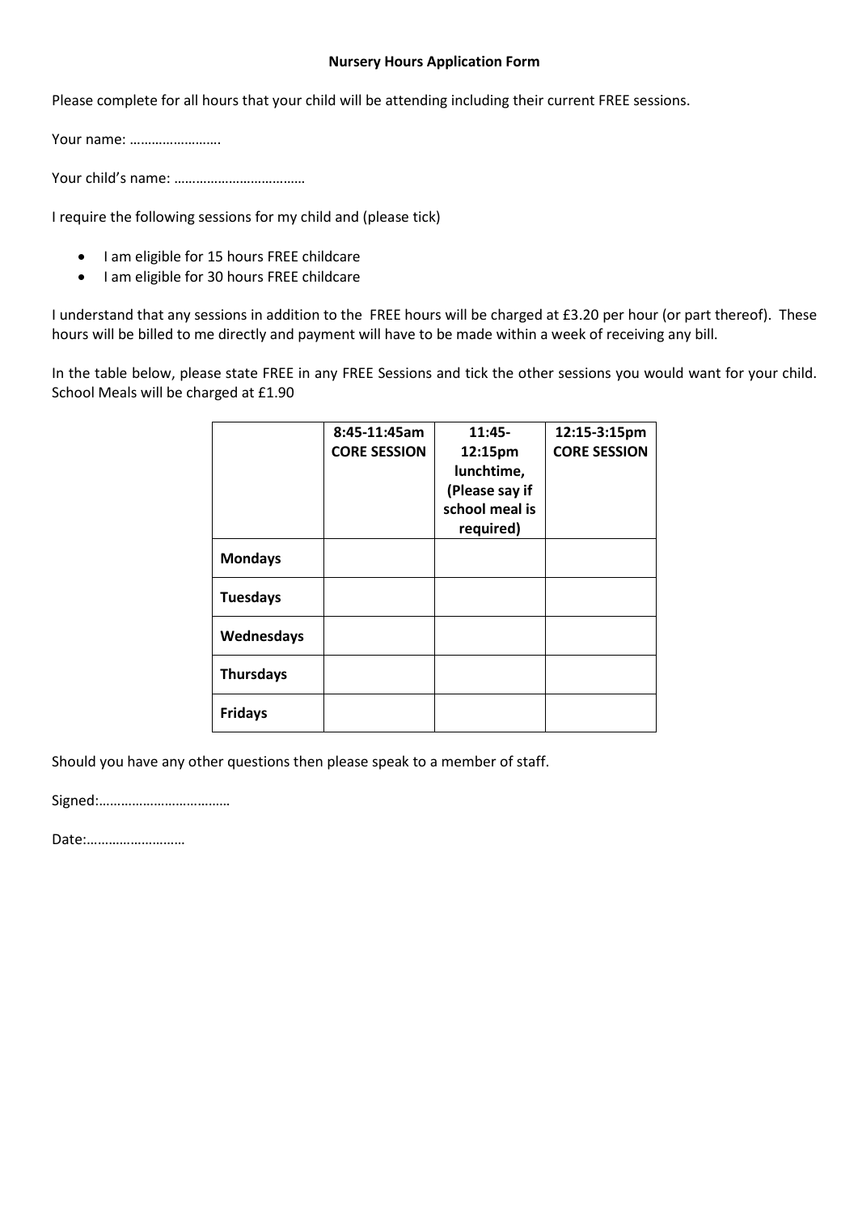**Nursery Hours Application Form**

Please complete for all hours that your child will be attending including their current FREE sessions.

Your name: …………………….

Your child's name: ………………………………

I require the following sessions for my child and (please tick)

- I am eligible for 15 hours FREE childcare
- I am eligible for 30 hours FREE childcare

I understand that any sessions in addition to the FREE hours will be charged at £3.20 per hour (or part thereof). These hours will be billed to me directly and payment will have to be made within a week of receiving any bill.

In the table below, please state FREE in any FREE Sessions and tick the other sessions you would want for your child. School Meals will be charged at £1.90

| | **8:45-11:45am CORE SESSION** | **11:45-12:15pm lunchtime, (Please say if school meal is required)** | **12:15-3:15pm CORE SESSION** |
|---|---|---|---|
| **Mondays** | | | |
| **Tuesdays** | | | |
| **Wednesdays** | | | |
| **Thursdays** | | | |
| **Fridays** | | | |

Should you have any other questions then please speak to a member of staff.

Signed:………………………………

Date:………………………